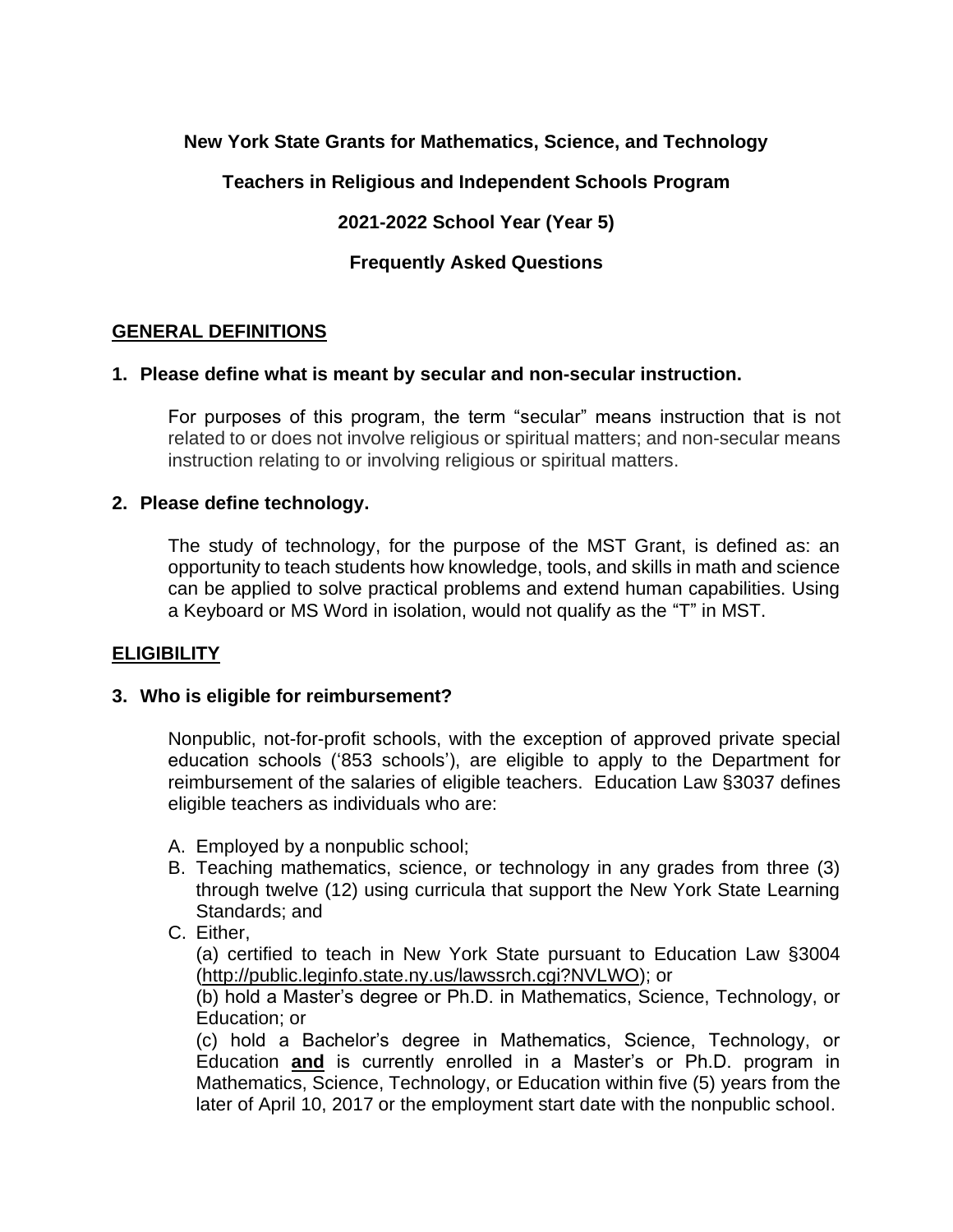**New York State Grants for Mathematics, Science, and Technology**

**Teachers in Religious and Independent Schools Program**

**2021-2022 School Year (Year 5)**

**Frequently Asked Questions**

## GENERAL DEFINITIONS

### 1. Please define what is meant by secular and non-secular instruction.

For purposes of this program, the term "secular" means instruction that is not related to or does not involve religious or spiritual matters; and non-secular means instruction relating to or involving religious or spiritual matters.

### 2. Please define technology.

The study of technology, for the purpose of the MST Grant, is defined as: an opportunity to teach students how knowledge, tools, and skills in math and science can be applied to solve practical problems and extend human capabilities. Using a Keyboard or MS Word in isolation, would not qualify as the "T" in MST.

## ELIGIBILITY

### 3. Who is eligible for reimbursement?

Nonpublic, not-for-profit schools, with the exception of approved private special education schools ('853 schools'), are eligible to apply to the Department for reimbursement of the salaries of eligible teachers. Education Law §3037 defines eligible teachers as individuals who are:

A. Employed by a nonpublic school;
B. Teaching mathematics, science, or technology in any grades from three (3) through twelve (12) using curricula that support the New York State Learning Standards; and
C. Either,
   (a) certified to teach in New York State pursuant to Education Law §3004 (http://public.leginfo.state.ny.us/lawssrch.cgi?NVLWO); or
   (b) hold a Master's degree or Ph.D. in Mathematics, Science, Technology, or Education; or
   (c) hold a Bachelor's degree in Mathematics, Science, Technology, or Education **and** is currently enrolled in a Master's or Ph.D. program in Mathematics, Science, Technology, or Education within five (5) years from the later of April 10, 2017 or the employment start date with the nonpublic school.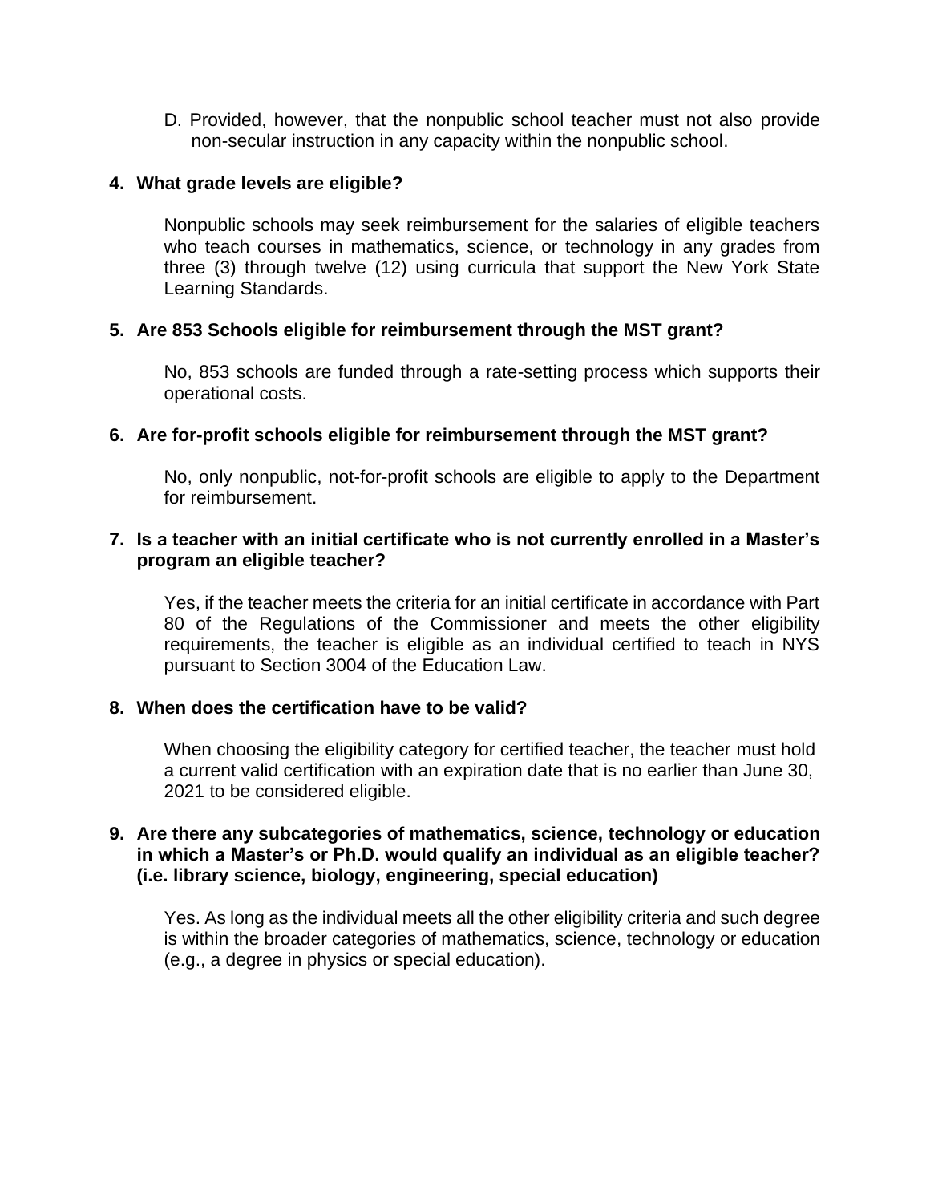D. Provided, however, that the nonpublic school teacher must not also provide non-secular instruction in any capacity within the nonpublic school.

**4. What grade levels are eligible?**

Nonpublic schools may seek reimbursement for the salaries of eligible teachers who teach courses in mathematics, science, or technology in any grades from three (3) through twelve (12) using curricula that support the New York State Learning Standards.

**5. Are 853 Schools eligible for reimbursement through the MST grant?**

No, 853 schools are funded through a rate-setting process which supports their operational costs.

**6. Are for-profit schools eligible for reimbursement through the MST grant?**

No, only nonpublic, not-for-profit schools are eligible to apply to the Department for reimbursement.

**7. Is a teacher with an initial certificate who is not currently enrolled in a Master's program an eligible teacher?**

Yes, if the teacher meets the criteria for an initial certificate in accordance with Part 80 of the Regulations of the Commissioner and meets the other eligibility requirements, the teacher is eligible as an individual certified to teach in NYS pursuant to Section 3004 of the Education Law.

**8. When does the certification have to be valid?**

When choosing the eligibility category for certified teacher, the teacher must hold a current valid certification with an expiration date that is no earlier than June 30, 2021 to be considered eligible.

**9. Are there any subcategories of mathematics, science, technology or education in which a Master's or Ph.D. would qualify an individual as an eligible teacher? (i.e. library science, biology, engineering, special education)**

Yes. As long as the individual meets all the other eligibility criteria and such degree is within the broader categories of mathematics, science, technology or education (e.g., a degree in physics or special education).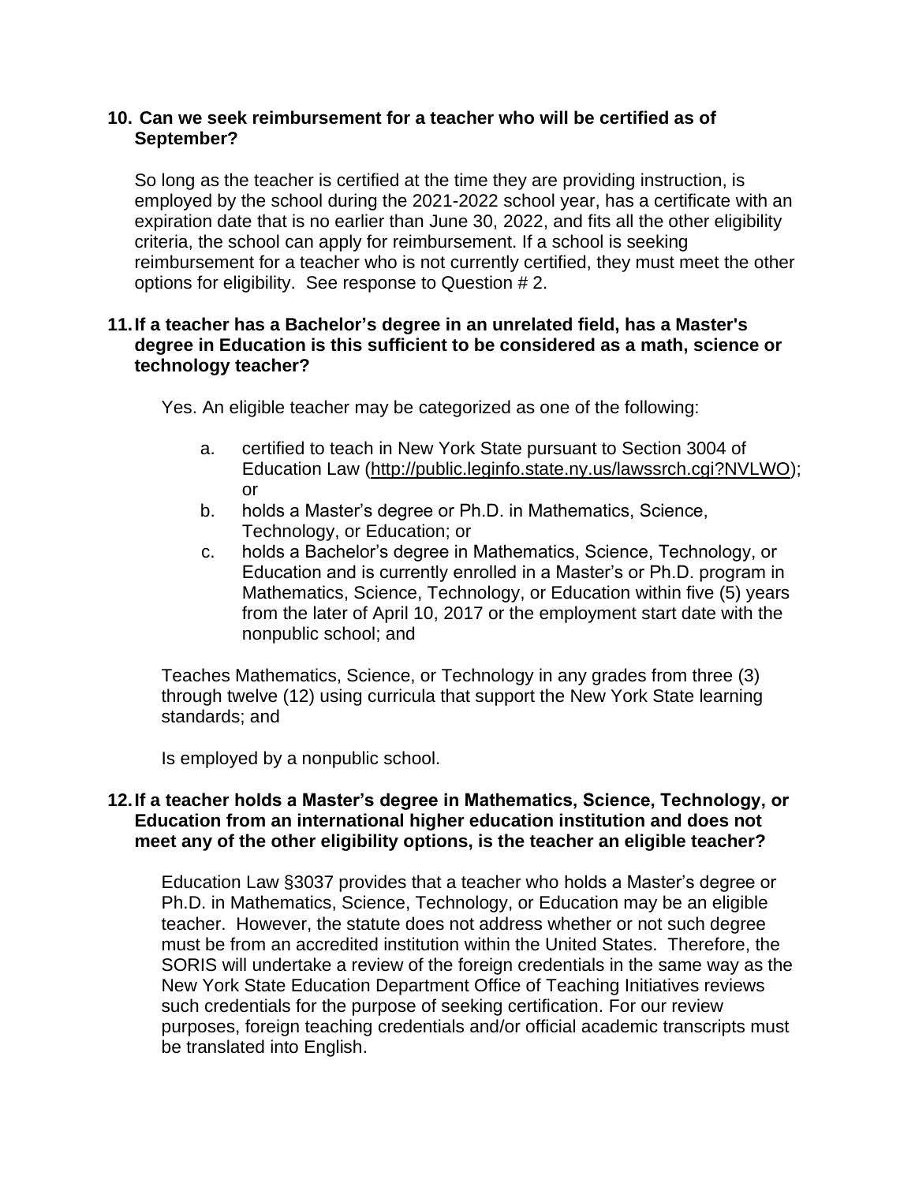**10. Can we seek reimbursement for a teacher who will be certified as of September?**

So long as the teacher is certified at the time they are providing instruction, is employed by the school during the 2021-2022 school year, has a certificate with an expiration date that is no earlier than June 30, 2022, and fits all the other eligibility criteria, the school can apply for reimbursement. If a school is seeking reimbursement for a teacher who is not currently certified, they must meet the other options for eligibility. See response to Question # 2.

**11. If a teacher has a Bachelor's degree in an unrelated field, has a Master's degree in Education is this sufficient to be considered as a math, science or technology teacher?**

Yes. An eligible teacher may be categorized as one of the following:

a. certified to teach in New York State pursuant to Section 3004 of Education Law (http://public.leginfo.state.ny.us/lawssrch.cgi?NVLWO); or

b. holds a Master's degree or Ph.D. in Mathematics, Science, Technology, or Education; or

c. holds a Bachelor's degree in Mathematics, Science, Technology, or Education and is currently enrolled in a Master's or Ph.D. program in Mathematics, Science, Technology, or Education within five (5) years from the later of April 10, 2017 or the employment start date with the nonpublic school; and

Teaches Mathematics, Science, or Technology in any grades from three (3) through twelve (12) using curricula that support the New York State learning standards; and

Is employed by a nonpublic school.

**12. If a teacher holds a Master's degree in Mathematics, Science, Technology, or Education from an international higher education institution and does not meet any of the other eligibility options, is the teacher an eligible teacher?**

Education Law §3037 provides that a teacher who holds a Master's degree or Ph.D. in Mathematics, Science, Technology, or Education may be an eligible teacher. However, the statute does not address whether or not such degree must be from an accredited institution within the United States. Therefore, the SORIS will undertake a review of the foreign credentials in the same way as the New York State Education Department Office of Teaching Initiatives reviews such credentials for the purpose of seeking certification. For our review purposes, foreign teaching credentials and/or official academic transcripts must be translated into English.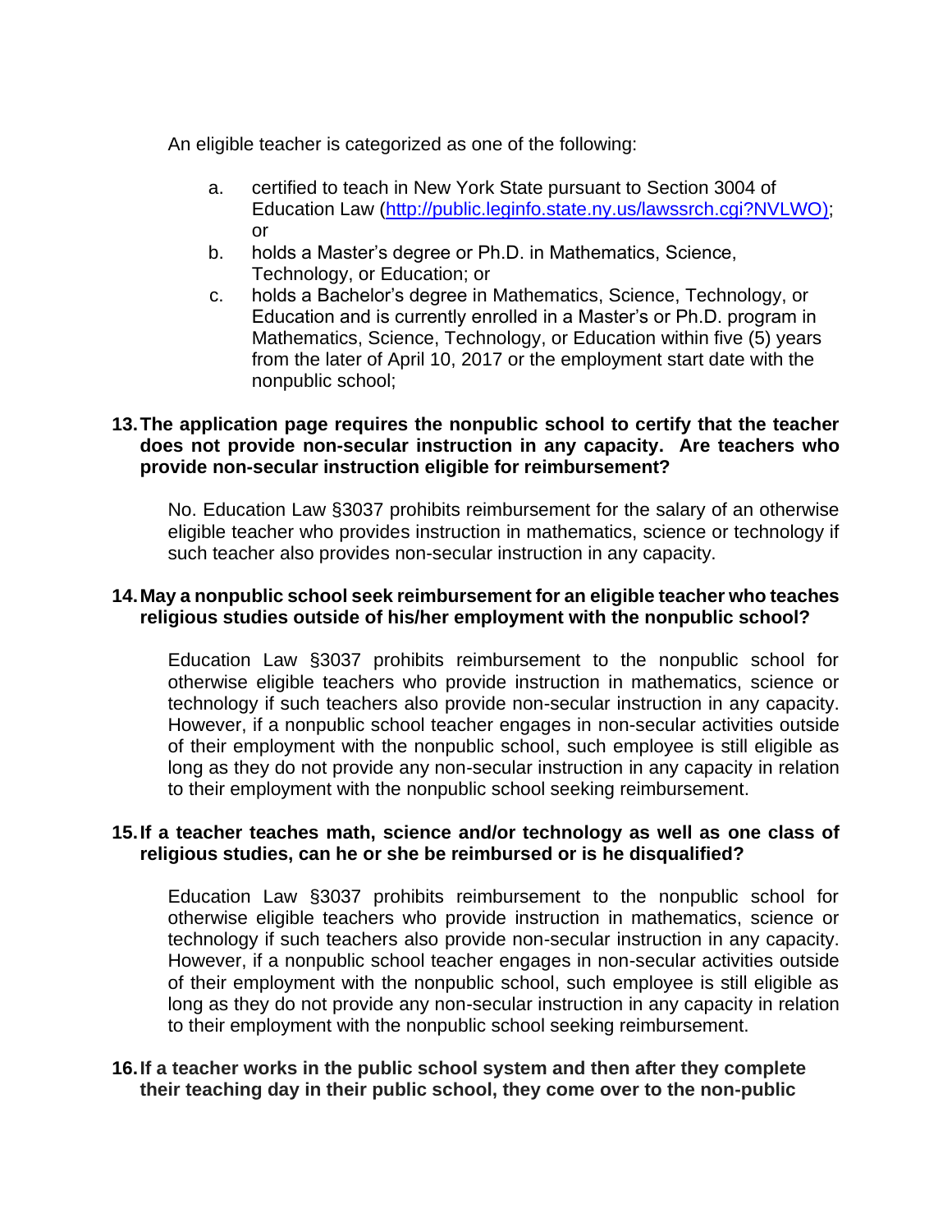An eligible teacher is categorized as one of the following:

a. certified to teach in New York State pursuant to Section 3004 of Education Law (http://public.leginfo.state.ny.us/lawssrch.cgi?NVLWO); or
b. holds a Master's degree or Ph.D. in Mathematics, Science, Technology, or Education; or
c. holds a Bachelor's degree in Mathematics, Science, Technology, or Education and is currently enrolled in a Master's or Ph.D. program in Mathematics, Science, Technology, or Education within five (5) years from the later of April 10, 2017 or the employment start date with the nonpublic school;

**13. The application page requires the nonpublic school to certify that the teacher does not provide non-secular instruction in any capacity. Are teachers who provide non-secular instruction eligible for reimbursement?**

No. Education Law §3037 prohibits reimbursement for the salary of an otherwise eligible teacher who provides instruction in mathematics, science or technology if such teacher also provides non-secular instruction in any capacity.

**14. May a nonpublic school seek reimbursement for an eligible teacher who teaches religious studies outside of his/her employment with the nonpublic school?**

Education Law §3037 prohibits reimbursement to the nonpublic school for otherwise eligible teachers who provide instruction in mathematics, science or technology if such teachers also provide non-secular instruction in any capacity. However, if a nonpublic school teacher engages in non-secular activities outside of their employment with the nonpublic school, such employee is still eligible as long as they do not provide any non-secular instruction in any capacity in relation to their employment with the nonpublic school seeking reimbursement.

**15. If a teacher teaches math, science and/or technology as well as one class of religious studies, can he or she be reimbursed or is he disqualified?**

Education Law §3037 prohibits reimbursement to the nonpublic school for otherwise eligible teachers who provide instruction in mathematics, science or technology if such teachers also provide non-secular instruction in any capacity. However, if a nonpublic school teacher engages in non-secular activities outside of their employment with the nonpublic school, such employee is still eligible as long as they do not provide any non-secular instruction in any capacity in relation to their employment with the nonpublic school seeking reimbursement.

**16. If a teacher works in the public school system and then after they complete their teaching day in their public school, they come over to the non-public**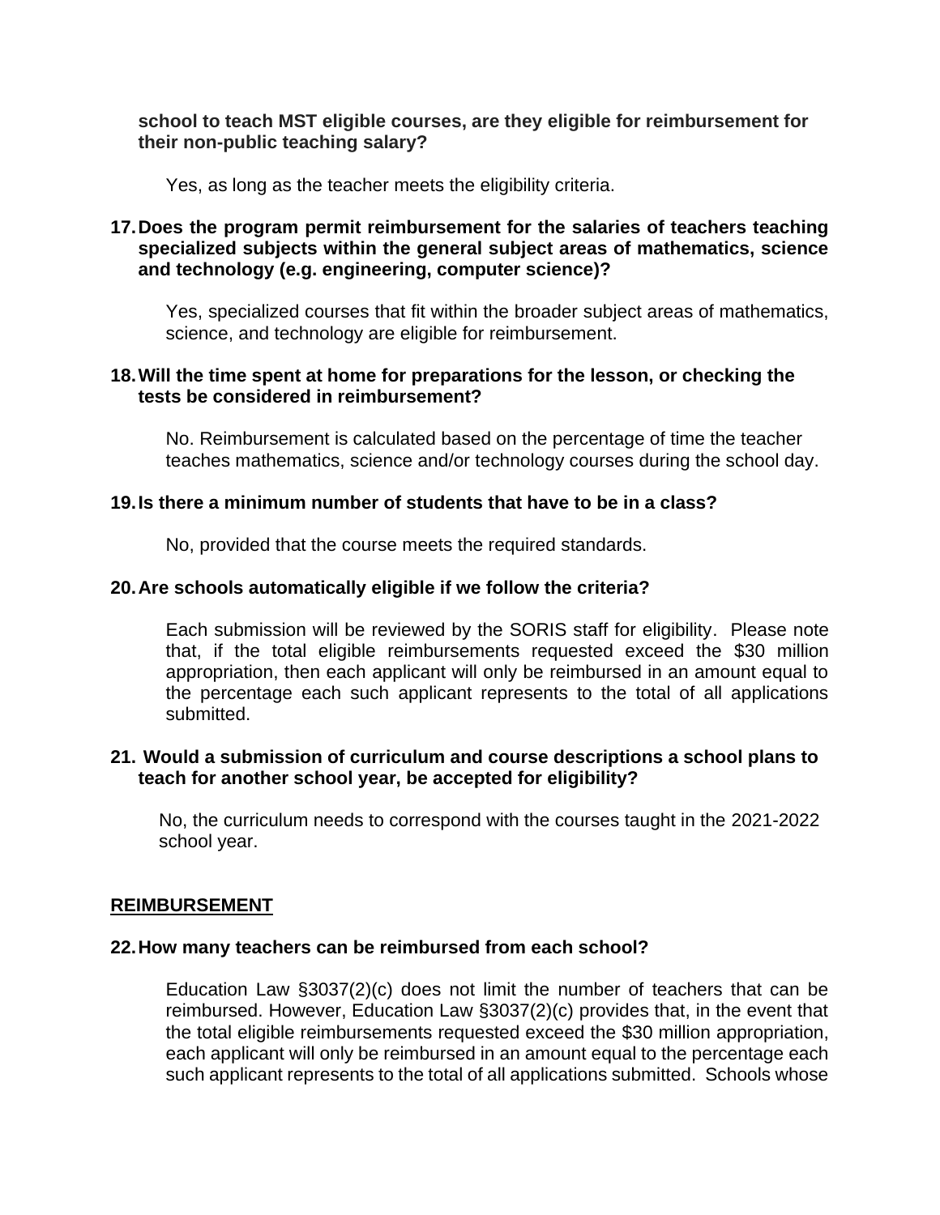**school to teach MST eligible courses, are they eligible for reimbursement for their non-public teaching salary?**

Yes, as long as the teacher meets the eligibility criteria.

**17. Does the program permit reimbursement for the salaries of teachers teaching specialized subjects within the general subject areas of mathematics, science and technology (e.g. engineering, computer science)?**

Yes, specialized courses that fit within the broader subject areas of mathematics, science, and technology are eligible for reimbursement.

**18. Will the time spent at home for preparations for the lesson, or checking the tests be considered in reimbursement?**

No. Reimbursement is calculated based on the percentage of time the teacher teaches mathematics, science and/or technology courses during the school day.

**19. Is there a minimum number of students that have to be in a class?**

No, provided that the course meets the required standards.

**20. Are schools automatically eligible if we follow the criteria?**

Each submission will be reviewed by the SORIS staff for eligibility. Please note that, if the total eligible reimbursements requested exceed the $30 million appropriation, then each applicant will only be reimbursed in an amount equal to the percentage each such applicant represents to the total of all applications submitted.

**21. Would a submission of curriculum and course descriptions a school plans to teach for another school year, be accepted for eligibility?**

No, the curriculum needs to correspond with the courses taught in the 2021-2022 school year.

## REIMBURSEMENT

**22. How many teachers can be reimbursed from each school?**

Education Law §3037(2)(c) does not limit the number of teachers that can be reimbursed. However, Education Law §3037(2)(c) provides that, in the event that the total eligible reimbursements requested exceed the $30 million appropriation, each applicant will only be reimbursed in an amount equal to the percentage each such applicant represents to the total of all applications submitted. Schools whose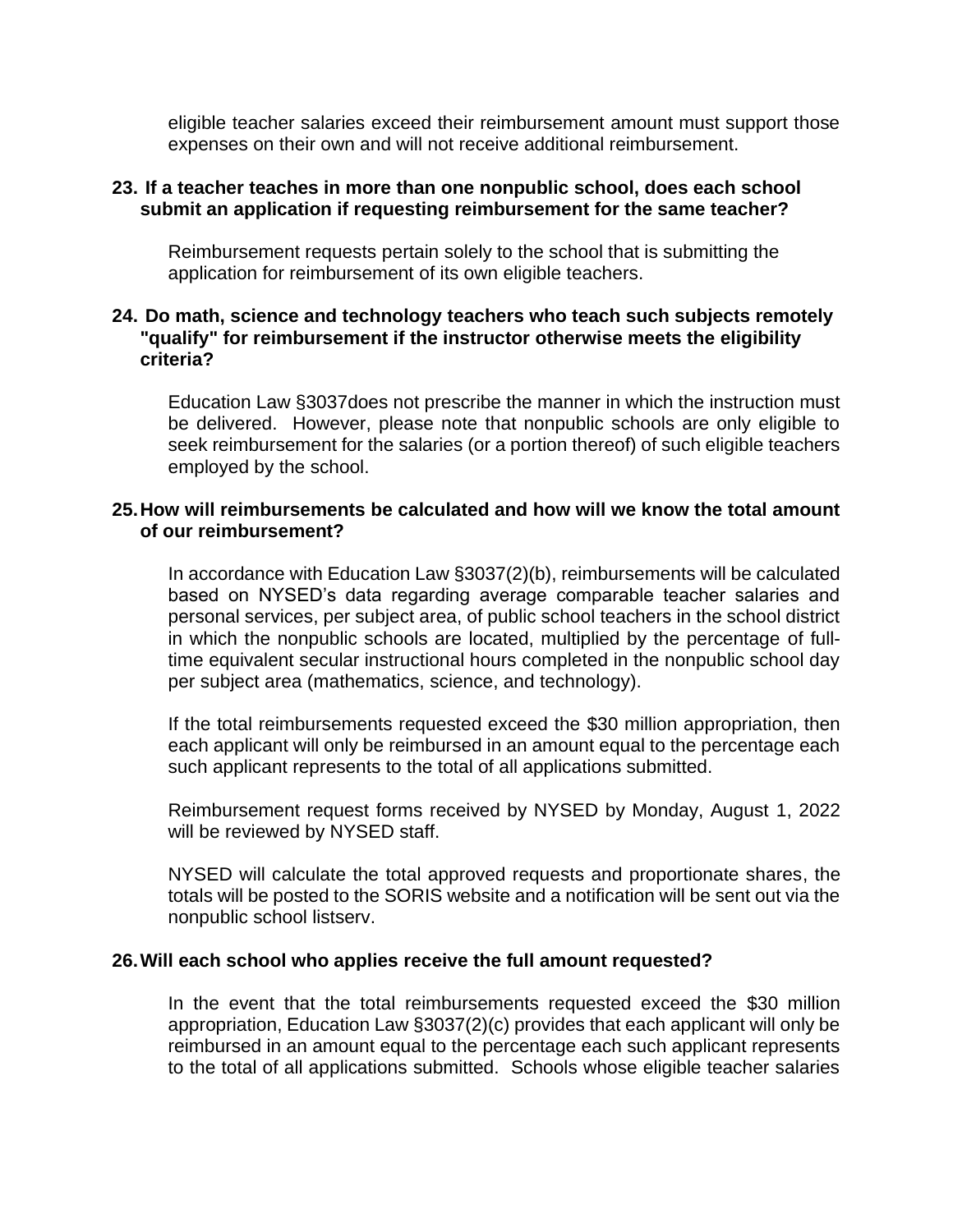eligible teacher salaries exceed their reimbursement amount must support those expenses on their own and will not receive additional reimbursement.

**23. If a teacher teaches in more than one nonpublic school, does each school submit an application if requesting reimbursement for the same teacher?**

Reimbursement requests pertain solely to the school that is submitting the application for reimbursement of its own eligible teachers.

**24. Do math, science and technology teachers who teach such subjects remotely "qualify" for reimbursement if the instructor otherwise meets the eligibility criteria?**

Education Law §3037does not prescribe the manner in which the instruction must be delivered. However, please note that nonpublic schools are only eligible to seek reimbursement for the salaries (or a portion thereof) of such eligible teachers employed by the school.

**25. How will reimbursements be calculated and how will we know the total amount of our reimbursement?**

In accordance with Education Law §3037(2)(b), reimbursements will be calculated based on NYSED's data regarding average comparable teacher salaries and personal services, per subject area, of public school teachers in the school district in which the nonpublic schools are located, multiplied by the percentage of full-time equivalent secular instructional hours completed in the nonpublic school day per subject area (mathematics, science, and technology).

If the total reimbursements requested exceed the $30 million appropriation, then each applicant will only be reimbursed in an amount equal to the percentage each such applicant represents to the total of all applications submitted.

Reimbursement request forms received by NYSED by Monday, August 1, 2022 will be reviewed by NYSED staff.

NYSED will calculate the total approved requests and proportionate shares, the totals will be posted to the SORIS website and a notification will be sent out via the nonpublic school listserv.

**26. Will each school who applies receive the full amount requested?**

In the event that the total reimbursements requested exceed the $30 million appropriation, Education Law §3037(2)(c) provides that each applicant will only be reimbursed in an amount equal to the percentage each such applicant represents to the total of all applications submitted. Schools whose eligible teacher salaries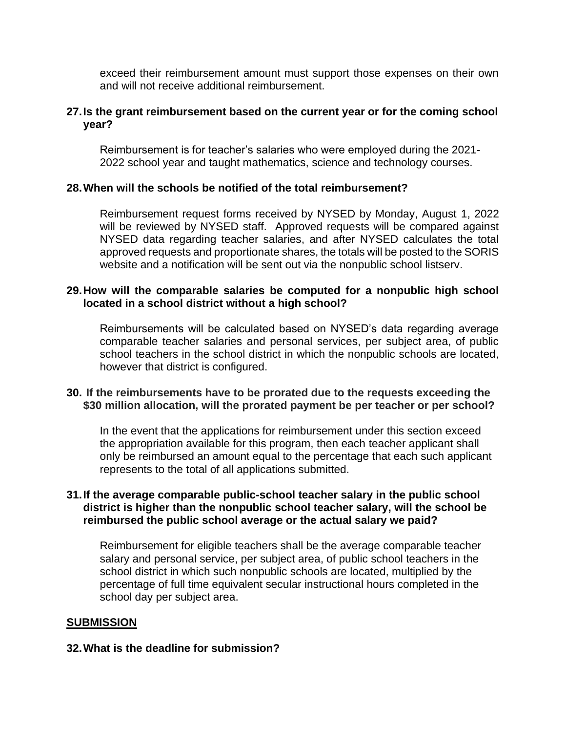exceed their reimbursement amount must support those expenses on their own and will not receive additional reimbursement.

**27. Is the grant reimbursement based on the current year or for the coming school year?**

Reimbursement is for teacher's salaries who were employed during the 2021-2022 school year and taught mathematics, science and technology courses.

**28. When will the schools be notified of the total reimbursement?**

Reimbursement request forms received by NYSED by Monday, August 1, 2022 will be reviewed by NYSED staff. Approved requests will be compared against NYSED data regarding teacher salaries, and after NYSED calculates the total approved requests and proportionate shares, the totals will be posted to the SORIS website and a notification will be sent out via the nonpublic school listserv.

**29. How will the comparable salaries be computed for a nonpublic high school located in a school district without a high school?**

Reimbursements will be calculated based on NYSED's data regarding average comparable teacher salaries and personal services, per subject area, of public school teachers in the school district in which the nonpublic schools are located, however that district is configured.

**30. If the reimbursements have to be prorated due to the requests exceeding the $30 million allocation, will the prorated payment be per teacher or per school?**

In the event that the applications for reimbursement under this section exceed the appropriation available for this program, then each teacher applicant shall only be reimbursed an amount equal to the percentage that each such applicant represents to the total of all applications submitted.

**31. If the average comparable public-school teacher salary in the public school district is higher than the nonpublic school teacher salary, will the school be reimbursed the public school average or the actual salary we paid?**

Reimbursement for eligible teachers shall be the average comparable teacher salary and personal service, per subject area, of public school teachers in the school district in which such nonpublic schools are located, multiplied by the percentage of full time equivalent secular instructional hours completed in the school day per subject area.

## SUBMISSION

**32. What is the deadline for submission?**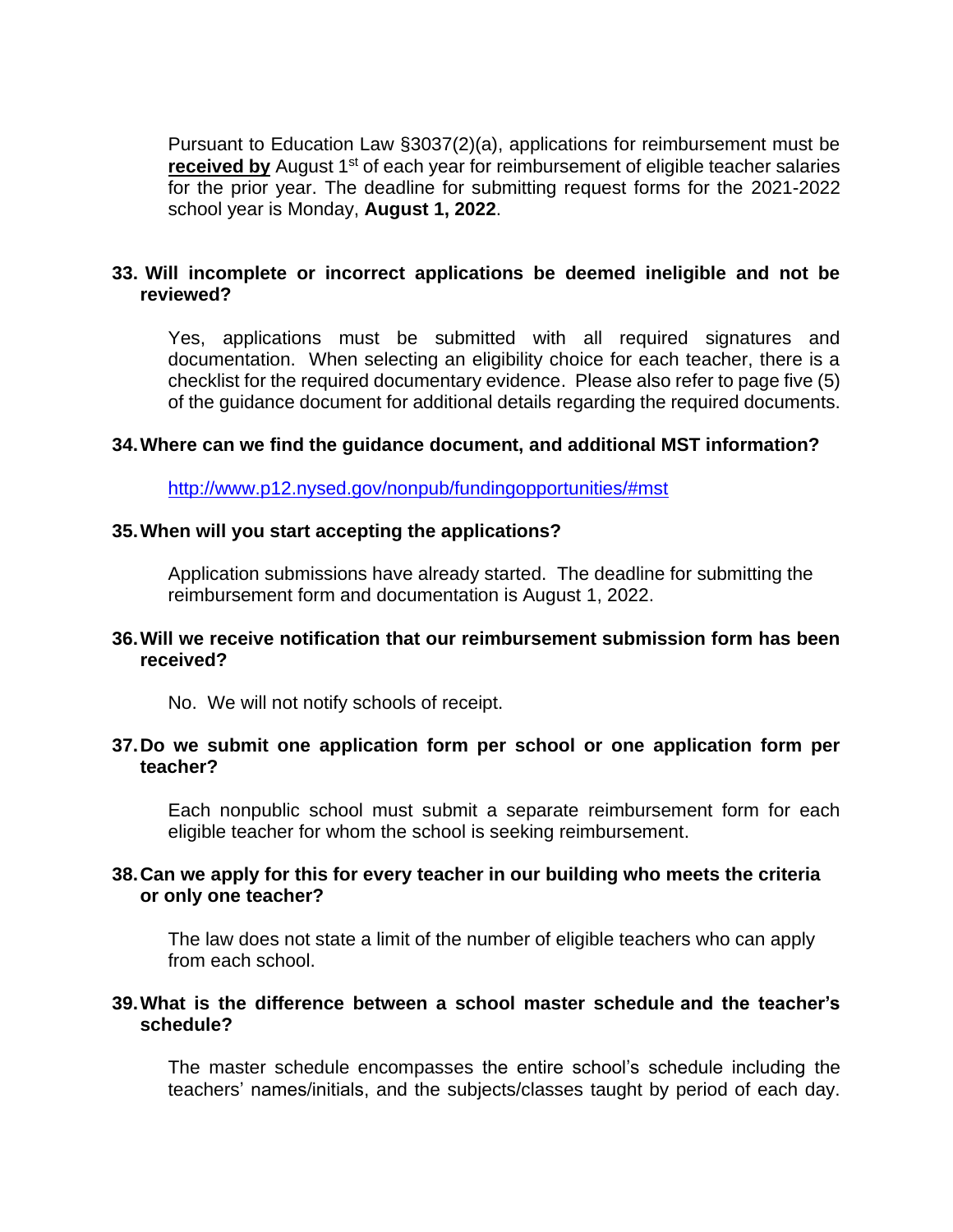Pursuant to Education Law §3037(2)(a), applications for reimbursement must be **received by** August 1st of each year for reimbursement of eligible teacher salaries for the prior year. The deadline for submitting request forms for the 2021-2022 school year is Monday, **August 1, 2022**.

**33. Will incomplete or incorrect applications be deemed ineligible and not be reviewed?**

Yes, applications must be submitted with all required signatures and documentation. When selecting an eligibility choice for each teacher, there is a checklist for the required documentary evidence. Please also refer to page five (5) of the guidance document for additional details regarding the required documents.

**34. Where can we find the guidance document, and additional MST information?**

http://www.p12.nysed.gov/nonpub/fundingopportunities/#mst

**35. When will you start accepting the applications?**

Application submissions have already started. The deadline for submitting the reimbursement form and documentation is August 1, 2022.

**36. Will we receive notification that our reimbursement submission form has been received?**

No. We will not notify schools of receipt.

**37. Do we submit one application form per school or one application form per teacher?**

Each nonpublic school must submit a separate reimbursement form for each eligible teacher for whom the school is seeking reimbursement.

**38. Can we apply for this for every teacher in our building who meets the criteria or only one teacher?**

The law does not state a limit of the number of eligible teachers who can apply from each school.

**39. What is the difference between a school master schedule and the teacher's schedule?**

The master schedule encompasses the entire school's schedule including the teachers' names/initials, and the subjects/classes taught by period of each day.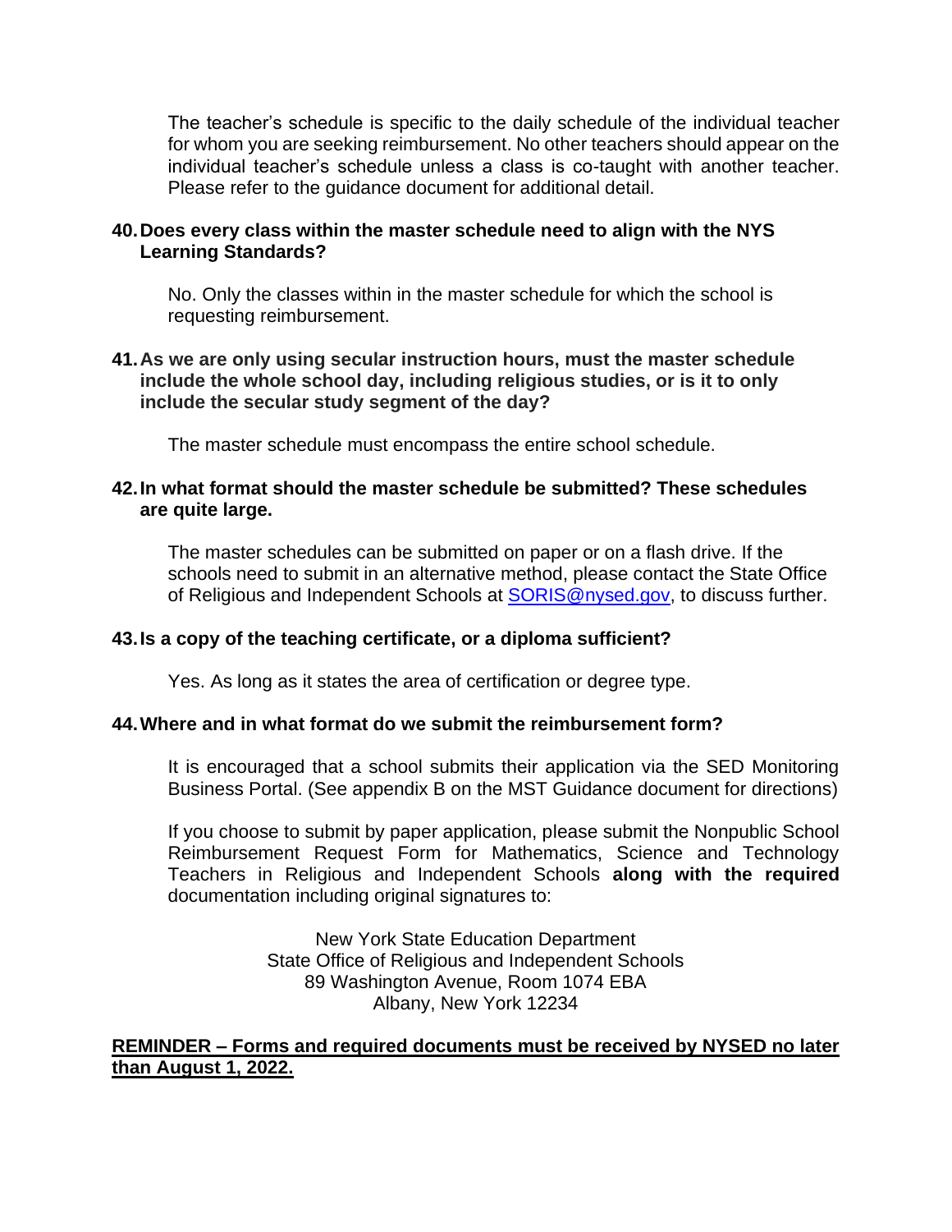The teacher's schedule is specific to the daily schedule of the individual teacher for whom you are seeking reimbursement. No other teachers should appear on the individual teacher's schedule unless a class is co-taught with another teacher. Please refer to the guidance document for additional detail.

**40. Does every class within the master schedule need to align with the NYS Learning Standards?**

No. Only the classes within in the master schedule for which the school is requesting reimbursement.

**41. As we are only using secular instruction hours, must the master schedule include the whole school day, including religious studies, or is it to only include the secular study segment of the day?**

The master schedule must encompass the entire school schedule.

**42. In what format should the master schedule be submitted? These schedules are quite large.**

The master schedules can be submitted on paper or on a flash drive. If the schools need to submit in an alternative method, please contact the State Office of Religious and Independent Schools at [SORIS@nysed.gov](mailto:SORIS@nysed.gov), to discuss further.

**43. Is a copy of the teaching certificate, or a diploma sufficient?**

Yes. As long as it states the area of certification or degree type.

**44. Where and in what format do we submit the reimbursement form?**

It is encouraged that a school submits their application via the SED Monitoring Business Portal. (See appendix B on the MST Guidance document for directions)

If you choose to submit by paper application, please submit the Nonpublic School Reimbursement Request Form for Mathematics, Science and Technology Teachers in Religious and Independent Schools **along with the required** documentation including original signatures to:

New York State Education Department
State Office of Religious and Independent Schools
89 Washington Avenue, Room 1074 EBA
Albany, New York 12234

**REMINDER – Forms and required documents must be received by NYSED no later than August 1, 2022.**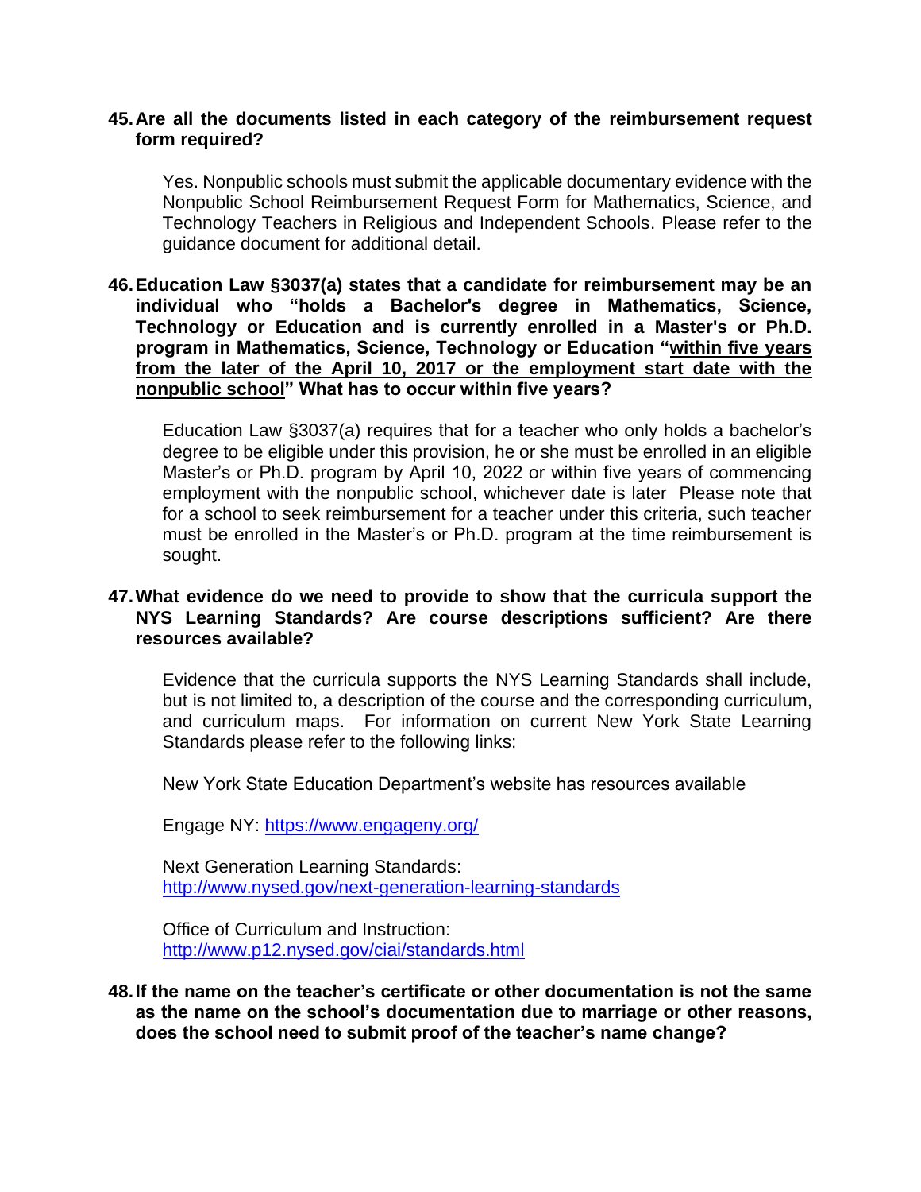**45. Are all the documents listed in each category of the reimbursement request form required?**

Yes. Nonpublic schools must submit the applicable documentary evidence with the Nonpublic School Reimbursement Request Form for Mathematics, Science, and Technology Teachers in Religious and Independent Schools. Please refer to the guidance document for additional detail.

**46. Education Law §3037(a) states that a candidate for reimbursement may be an individual who "holds a Bachelor's degree in Mathematics, Science, Technology or Education and is currently enrolled in a Master's or Ph.D. program in Mathematics, Science, Technology or Education "<u>within five years from the later of the April 10, 2017 or the employment start date with the nonpublic school</u>" What has to occur within five years?**

Education Law §3037(a) requires that for a teacher who only holds a bachelor's degree to be eligible under this provision, he or she must be enrolled in an eligible Master's or Ph.D. program by April 10, 2022 or within five years of commencing employment with the nonpublic school, whichever date is later Please note that for a school to seek reimbursement for a teacher under this criteria, such teacher must be enrolled in the Master's or Ph.D. program at the time reimbursement is sought.

**47. What evidence do we need to provide to show that the curricula support the NYS Learning Standards? Are course descriptions sufficient? Are there resources available?**

Evidence that the curricula supports the NYS Learning Standards shall include, but is not limited to, a description of the course and the corresponding curriculum, and curriculum maps. For information on current New York State Learning Standards please refer to the following links:

New York State Education Department's website has resources available

Engage NY: https://www.engageny.org/

Next Generation Learning Standards:
http://www.nysed.gov/next-generation-learning-standards

Office of Curriculum and Instruction:
http://www.p12.nysed.gov/ciai/standards.html

**48. If the name on the teacher's certificate or other documentation is not the same as the name on the school's documentation due to marriage or other reasons, does the school need to submit proof of the teacher's name change?**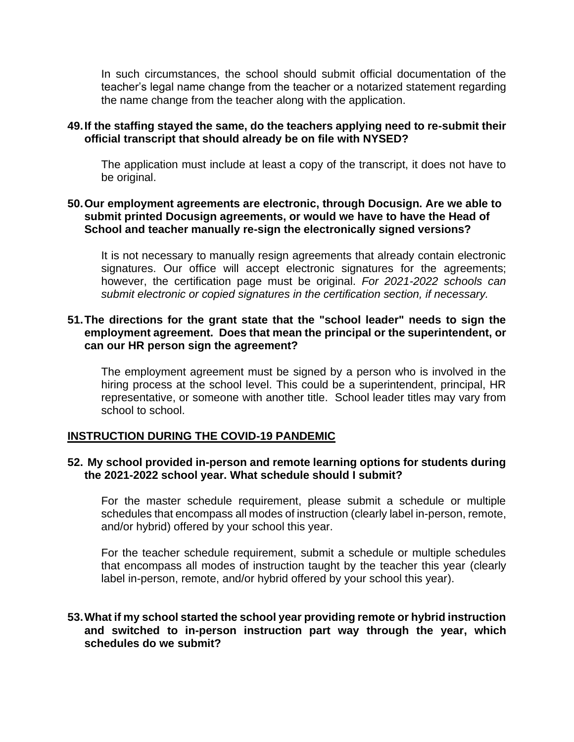In such circumstances, the school should submit official documentation of the teacher's legal name change from the teacher or a notarized statement regarding the name change from the teacher along with the application.

**49. If the staffing stayed the same, do the teachers applying need to re-submit their official transcript that should already be on file with NYSED?**

The application must include at least a copy of the transcript, it does not have to be original.

**50. Our employment agreements are electronic, through Docusign. Are we able to submit printed Docusign agreements, or would we have to have the Head of School and teacher manually re-sign the electronically signed versions?**

It is not necessary to manually resign agreements that already contain electronic signatures. Our office will accept electronic signatures for the agreements; however, the certification page must be original. *For 2021-2022 schools can submit electronic or copied signatures in the certification section, if necessary.*

**51. The directions for the grant state that the "school leader" needs to sign the employment agreement. Does that mean the principal or the superintendent, or can our HR person sign the agreement?**

The employment agreement must be signed by a person who is involved in the hiring process at the school level. This could be a superintendent, principal, HR representative, or someone with another title. School leader titles may vary from school to school.

## INSTRUCTION DURING THE COVID-19 PANDEMIC

**52. My school provided in-person and remote learning options for students during the 2021-2022 school year. What schedule should I submit?**

For the master schedule requirement, please submit a schedule or multiple schedules that encompass all modes of instruction (clearly label in-person, remote, and/or hybrid) offered by your school this year.

For the teacher schedule requirement, submit a schedule or multiple schedules that encompass all modes of instruction taught by the teacher this year (clearly label in-person, remote, and/or hybrid offered by your school this year).

**53. What if my school started the school year providing remote or hybrid instruction and switched to in-person instruction part way through the year, which schedules do we submit?**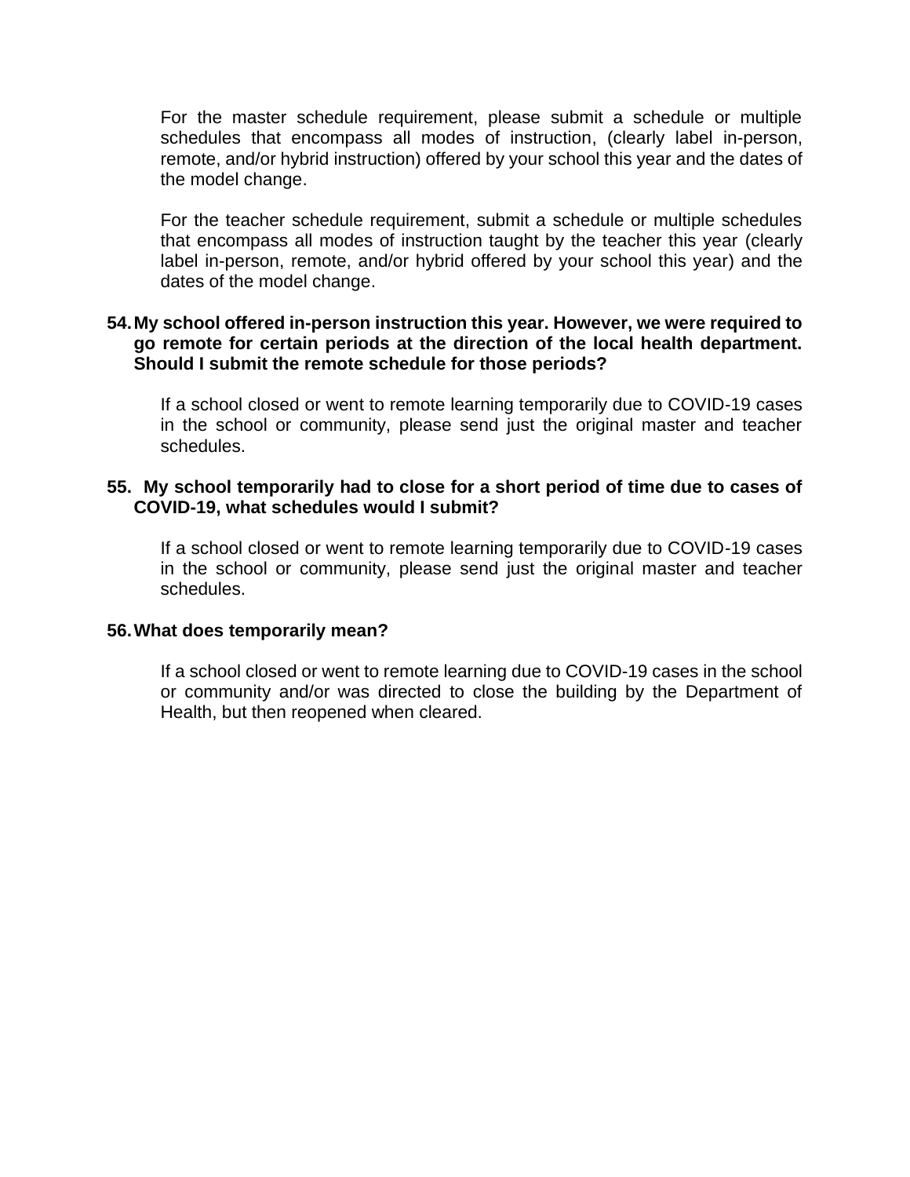For the master schedule requirement, please submit a schedule or multiple schedules that encompass all modes of instruction, (clearly label in-person, remote, and/or hybrid instruction) offered by your school this year and the dates of the model change.

For the teacher schedule requirement, submit a schedule or multiple schedules that encompass all modes of instruction taught by the teacher this year (clearly label in-person, remote, and/or hybrid offered by your school this year) and the dates of the model change.

**54. My school offered in-person instruction this year. However, we were required to go remote for certain periods at the direction of the local health department. Should I submit the remote schedule for those periods?**

If a school closed or went to remote learning temporarily due to COVID-19 cases in the school or community, please send just the original master and teacher schedules.

**55. My school temporarily had to close for a short period of time due to cases of COVID-19, what schedules would I submit?**

If a school closed or went to remote learning temporarily due to COVID-19 cases in the school or community, please send just the original master and teacher schedules.

**56. What does temporarily mean?**

If a school closed or went to remote learning due to COVID-19 cases in the school or community and/or was directed to close the building by the Department of Health, but then reopened when cleared.